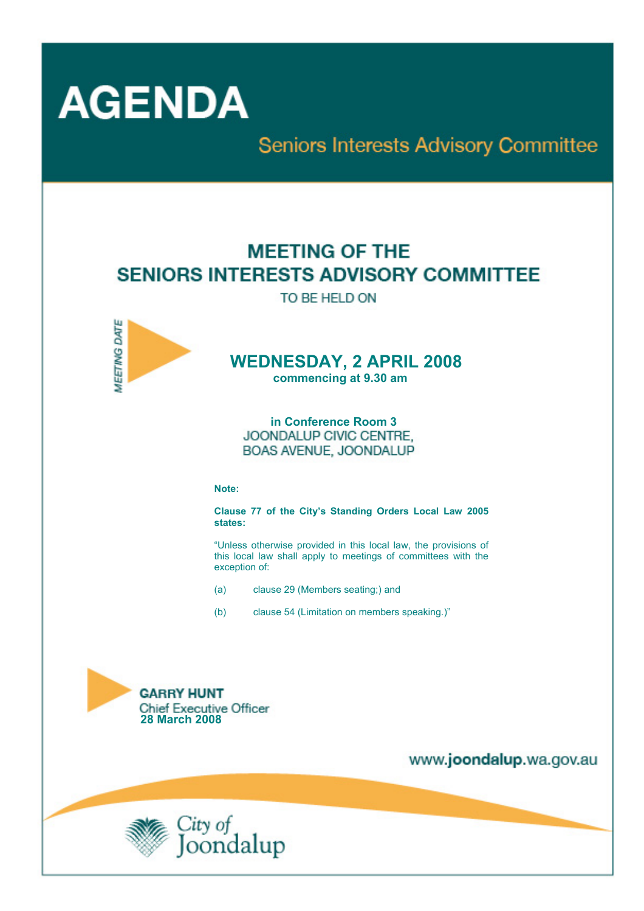# AGENDA

## Seniors Interests Advisory Committee

## MEETING OF THE SENIORS INTERESTS ADVISORY COMMITTEE

TO BE HELD ON

MEETING DATE

### WEDNESDAY, 2 APRIL 2008

**commencing at 9.30 am**

**in Conference Room 3**
JOONDALUP CIVIC CENTRE,
BOAS AVENUE, JOONDALUP

**Note:**

**Clause 77 of the City's Standing Orders Local Law 2005 states:**

"Unless otherwise provided in this local law, the provisions of this local law shall apply to meetings of committees with the exception of:

(a) clause 29 (Members seating;) and

(b) clause 54 (Limitation on members speaking.)"

**GARRY HUNT**
Chief Executive Officer
**28 March 2008**

www.**joondalup**.wa.gov.au

City of Joondalup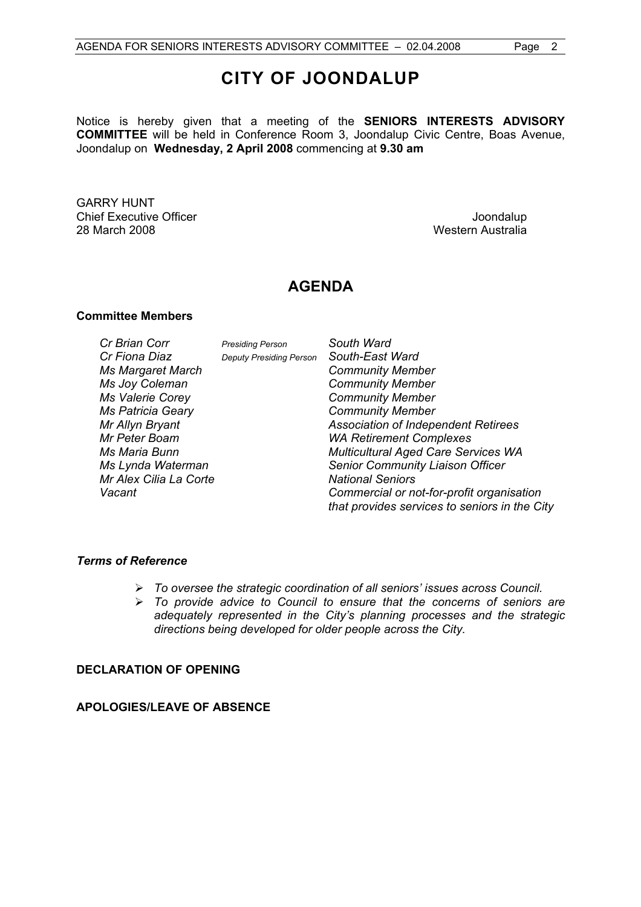# CITY OF JOONDALUP

Notice is hereby given that a meeting of the **SENIORS INTERESTS ADVISORY COMMITTEE** will be held in Conference Room 3, Joondalup Civic Centre, Boas Avenue, Joondalup on **Wednesday, 2 April 2008** commencing at **9.30 am**

GARRY HUNT
Chief Executive Officer
28 March 2008

Joondalup
Western Australia

## AGENDA

**Committee Members**

| | | |
|---|---|---|
| *Cr Brian Corr* | *Presiding Person* | *South Ward* |
| *Cr Fiona Diaz* | *Deputy Presiding Person* | *South-East Ward* |
| *Ms Margaret March* | | *Community Member* |
| *Ms Joy Coleman* | | *Community Member* |
| *Ms Valerie Corey* | | *Community Member* |
| *Ms Patricia Geary* | | *Community Member* |
| *Mr Allyn Bryant* | | *Association of Independent Retirees* |
| *Mr Peter Boam* | | *WA Retirement Complexes* |
| *Ms Maria Bunn* | | *Multicultural Aged Care Services WA* |
| *Ms Lynda Waterman* | | *Senior Community Liaison Officer* |
| *Mr Alex Cilia La Corte* | | *National Seniors* |
| *Vacant* | | *Commercial or not-for-profit organisation that provides services to seniors in the City* |

***Terms of Reference***

- *To oversee the strategic coordination of all seniors' issues across Council.*
- *To provide advice to Council to ensure that the concerns of seniors are adequately represented in the City's planning processes and the strategic directions being developed for older people across the City.*

**DECLARATION OF OPENING**

**APOLOGIES/LEAVE OF ABSENCE**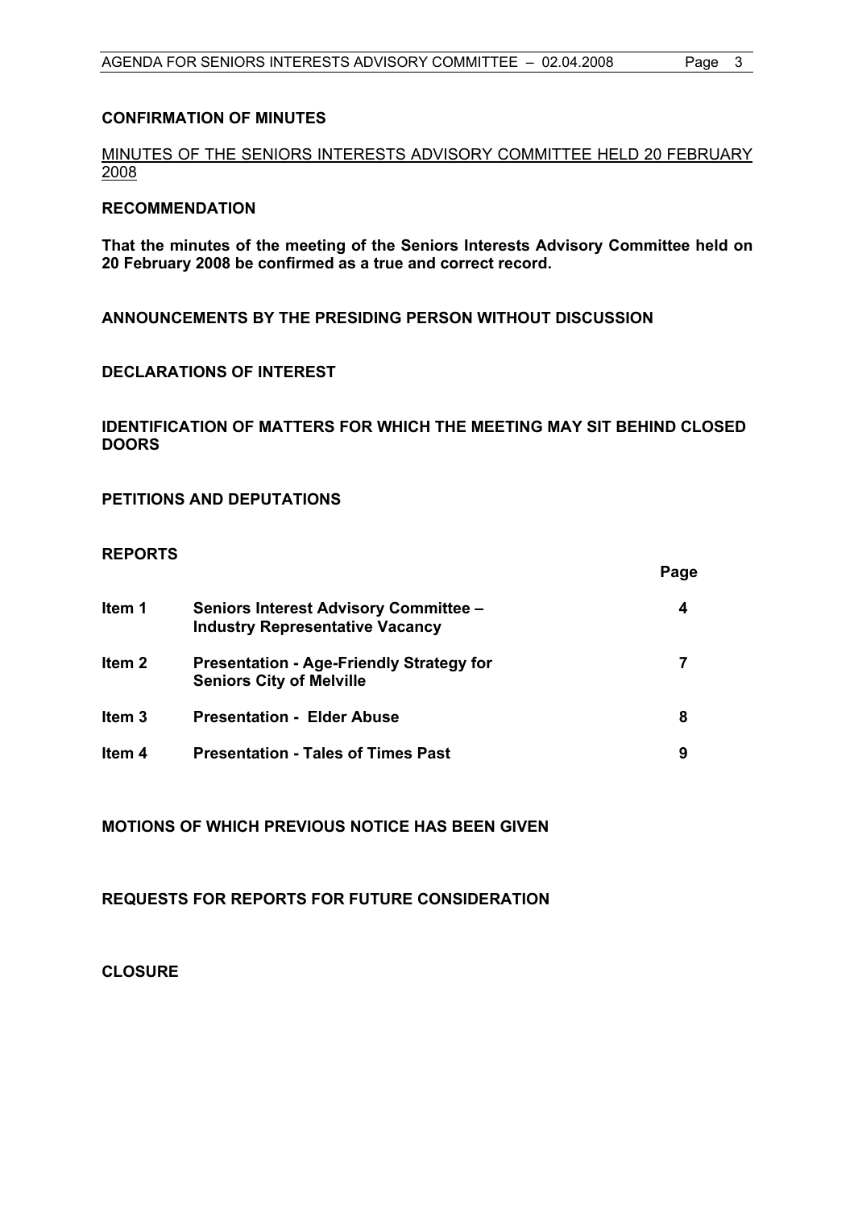**CONFIRMATION OF MINUTES**

MINUTES OF THE SENIORS INTERESTS ADVISORY COMMITTEE HELD 20 FEBRUARY 2008

**RECOMMENDATION**

**That the minutes of the meeting of the Seniors Interests Advisory Committee held on 20 February 2008 be confirmed as a true and correct record.**

**ANNOUNCEMENTS BY THE PRESIDING PERSON WITHOUT DISCUSSION**

**DECLARATIONS OF INTEREST**

**IDENTIFICATION OF MATTERS FOR WHICH THE MEETING MAY SIT BEHIND CLOSED DOORS**

**PETITIONS AND DEPUTATIONS**

**REPORTS**

| | | Page |
|---|---|---|
| **Item 1** | **Seniors Interest Advisory Committee – Industry Representative Vacancy** | **4** |
| **Item 2** | **Presentation - Age-Friendly Strategy for Seniors City of Melville** | **7** |
| **Item 3** | **Presentation - Elder Abuse** | **8** |
| **Item 4** | **Presentation - Tales of Times Past** | **9** |

**MOTIONS OF WHICH PREVIOUS NOTICE HAS BEEN GIVEN**

**REQUESTS FOR REPORTS FOR FUTURE CONSIDERATION**

**CLOSURE**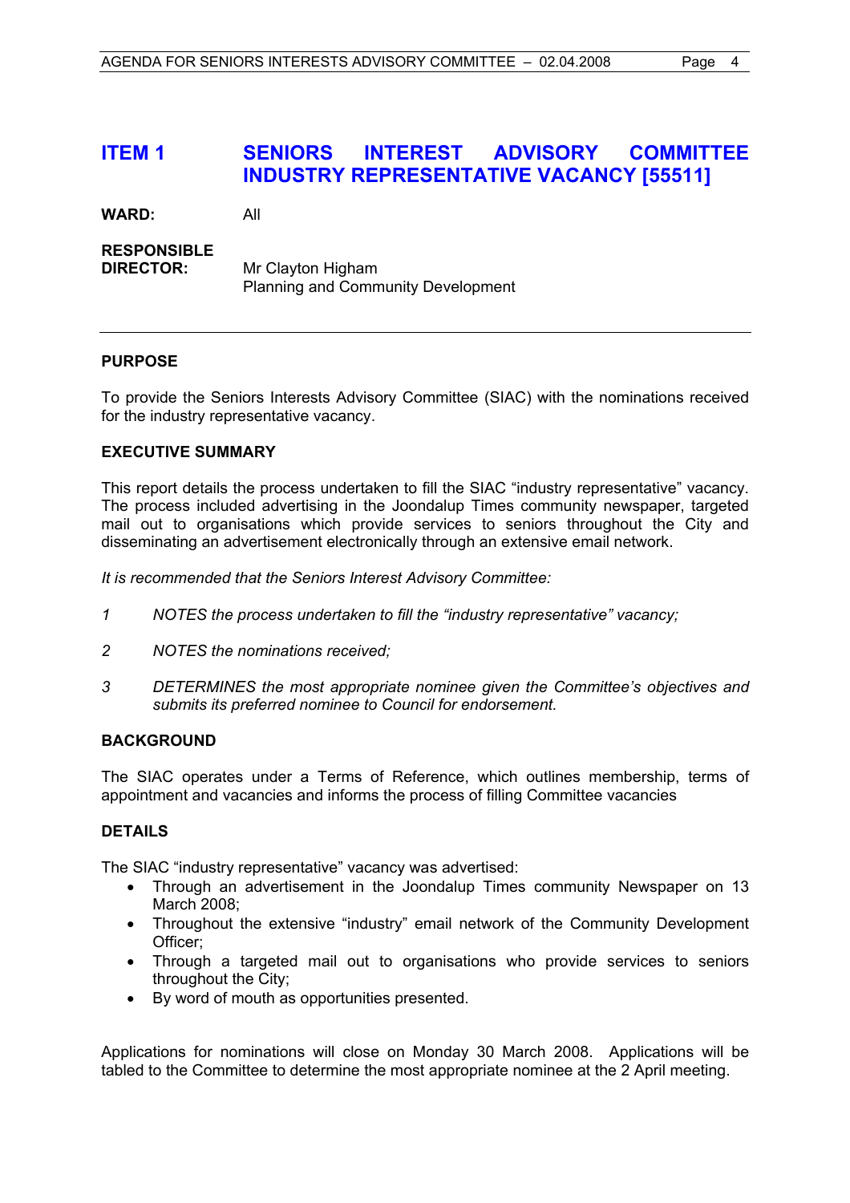# ITEM 1 SENIORS INTEREST ADVISORY COMMITTEE INDUSTRY REPRESENTATIVE VACANCY [55511]

**WARD:** All

**RESPONSIBLE DIRECTOR:** Mr Clayton Higham
Planning and Community Development

---

**PURPOSE**

To provide the Seniors Interests Advisory Committee (SIAC) with the nominations received for the industry representative vacancy.

**EXECUTIVE SUMMARY**

This report details the process undertaken to fill the SIAC "industry representative" vacancy. The process included advertising in the Joondalup Times community newspaper, targeted mail out to organisations which provide services to seniors throughout the City and disseminating an advertisement electronically through an extensive email network.

*It is recommended that the Seniors Interest Advisory Committee:*

*1 NOTES the process undertaken to fill the "industry representative" vacancy;*

*2 NOTES the nominations received;*

*3 DETERMINES the most appropriate nominee given the Committee's objectives and submits its preferred nominee to Council for endorsement.*

**BACKGROUND**

The SIAC operates under a Terms of Reference, which outlines membership, terms of appointment and vacancies and informs the process of filling Committee vacancies

**DETAILS**

The SIAC "industry representative" vacancy was advertised:

- Through an advertisement in the Joondalup Times community Newspaper on 13 March 2008;
- Throughout the extensive "industry" email network of the Community Development Officer;
- Through a targeted mail out to organisations who provide services to seniors throughout the City;
- By word of mouth as opportunities presented.

Applications for nominations will close on Monday 30 March 2008. Applications will be tabled to the Committee to determine the most appropriate nominee at the 2 April meeting.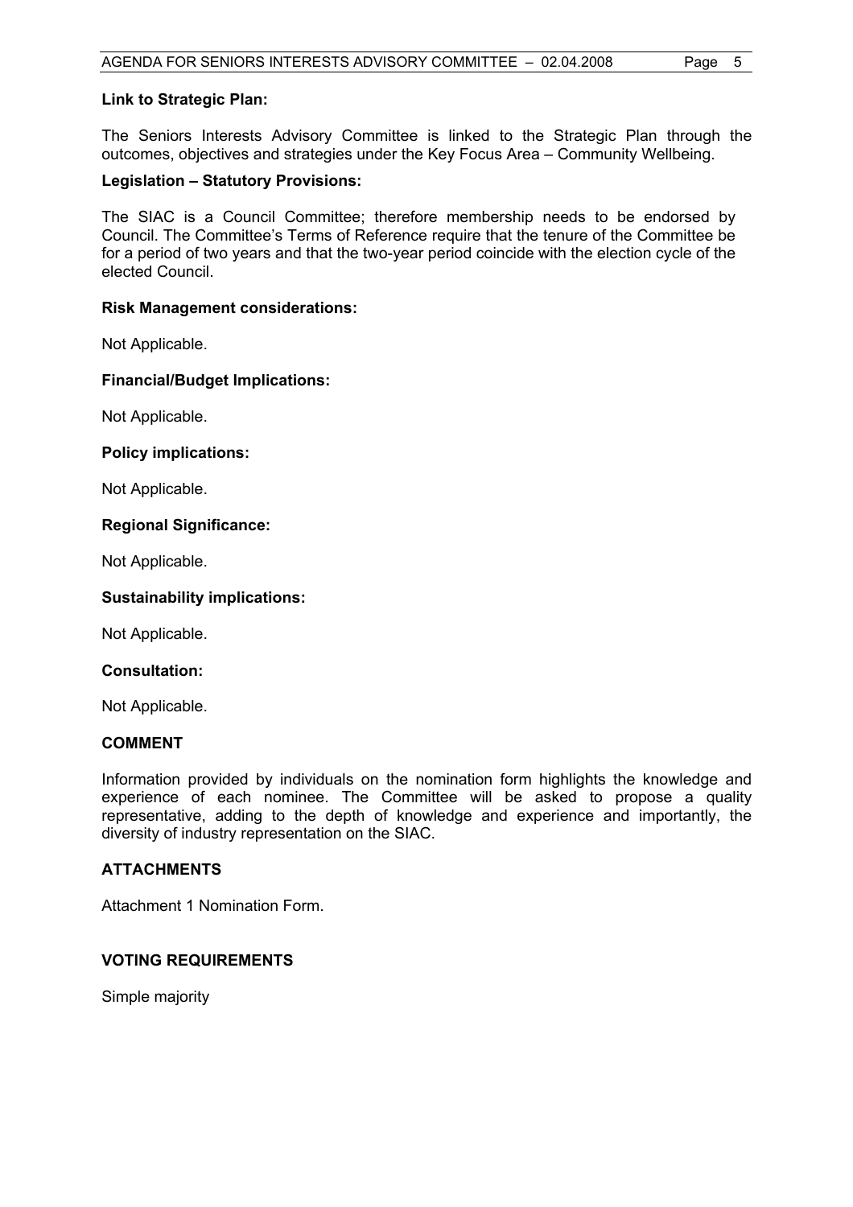**Link to Strategic Plan:**

The Seniors Interests Advisory Committee is linked to the Strategic Plan through the outcomes, objectives and strategies under the Key Focus Area – Community Wellbeing.

**Legislation – Statutory Provisions:**

The SIAC is a Council Committee; therefore membership needs to be endorsed by Council. The Committee's Terms of Reference require that the tenure of the Committee be for a period of two years and that the two-year period coincide with the election cycle of the elected Council.

**Risk Management considerations:**

Not Applicable.

**Financial/Budget Implications:**

Not Applicable.

**Policy implications:**

Not Applicable.

**Regional Significance:**

Not Applicable.

**Sustainability implications:**

Not Applicable.

**Consultation:**

Not Applicable.

## COMMENT

Information provided by individuals on the nomination form highlights the knowledge and experience of each nominee. The Committee will be asked to propose a quality representative, adding to the depth of knowledge and experience and importantly, the diversity of industry representation on the SIAC.

## ATTACHMENTS

Attachment 1 Nomination Form.

## VOTING REQUIREMENTS

Simple majority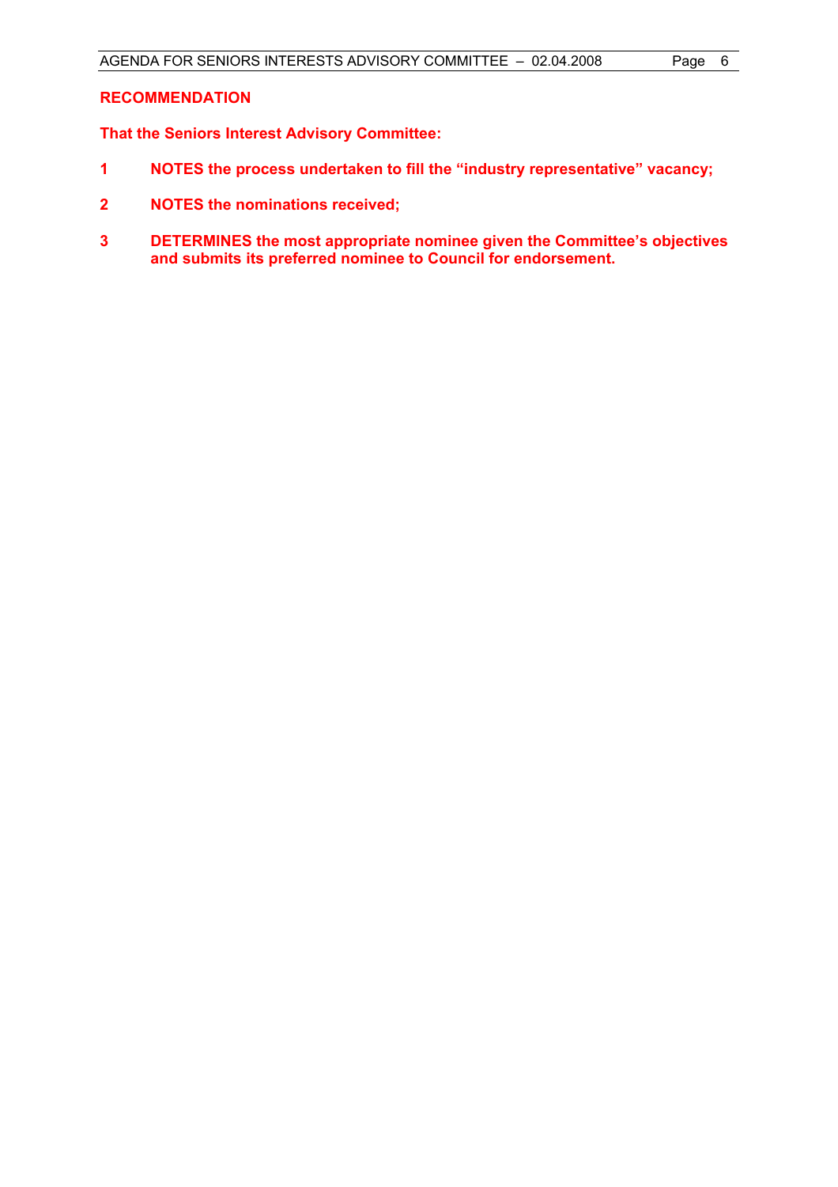## RECOMMENDATION

**That the Seniors Interest Advisory Committee:**

1. **NOTES the process undertaken to fill the "industry representative" vacancy;**
2. **NOTES the nominations received;**
3. **DETERMINES the most appropriate nominee given the Committee's objectives and submits its preferred nominee to Council for endorsement.**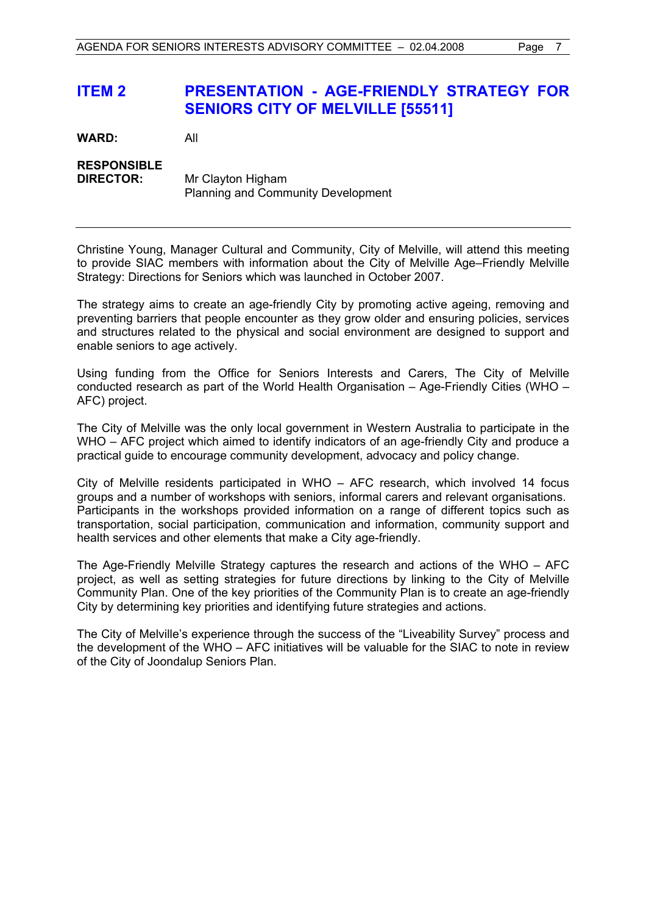## ITEM 2 PRESENTATION - AGE-FRIENDLY STRATEGY FOR SENIORS CITY OF MELVILLE [55511]

**WARD:** All

**RESPONSIBLE DIRECTOR:** Mr Clayton Higham
Planning and Community Development

---

Christine Young, Manager Cultural and Community, City of Melville, will attend this meeting to provide SIAC members with information about the City of Melville Age–Friendly Melville Strategy: Directions for Seniors which was launched in October 2007.

The strategy aims to create an age-friendly City by promoting active ageing, removing and preventing barriers that people encounter as they grow older and ensuring policies, services and structures related to the physical and social environment are designed to support and enable seniors to age actively.

Using funding from the Office for Seniors Interests and Carers, The City of Melville conducted research as part of the World Health Organisation – Age-Friendly Cities (WHO – AFC) project.

The City of Melville was the only local government in Western Australia to participate in the WHO – AFC project which aimed to identify indicators of an age-friendly City and produce a practical guide to encourage community development, advocacy and policy change.

City of Melville residents participated in WHO – AFC research, which involved 14 focus groups and a number of workshops with seniors, informal carers and relevant organisations. Participants in the workshops provided information on a range of different topics such as transportation, social participation, communication and information, community support and health services and other elements that make a City age-friendly.

The Age-Friendly Melville Strategy captures the research and actions of the WHO – AFC project, as well as setting strategies for future directions by linking to the City of Melville Community Plan. One of the key priorities of the Community Plan is to create an age-friendly City by determining key priorities and identifying future strategies and actions.

The City of Melville's experience through the success of the "Liveability Survey" process and the development of the WHO – AFC initiatives will be valuable for the SIAC to note in review of the City of Joondalup Seniors Plan.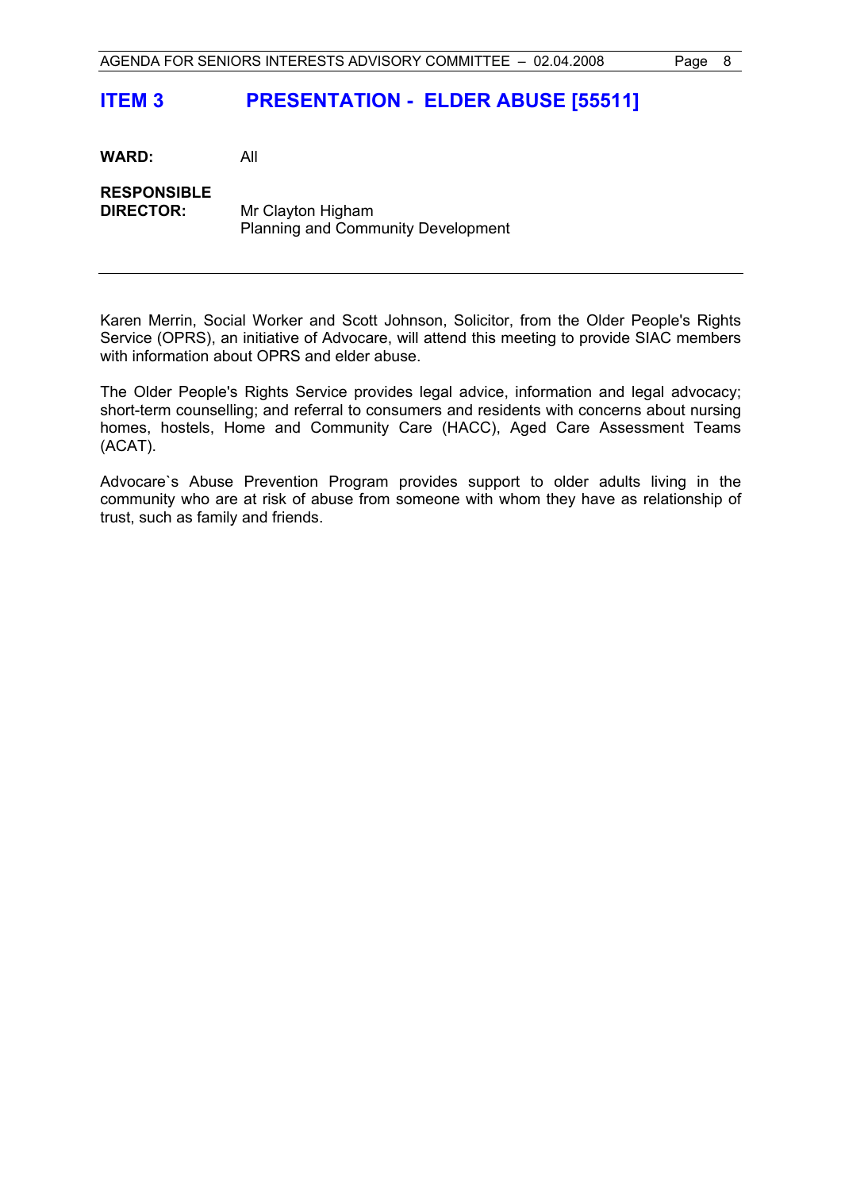# ITEM 3 PRESENTATION - ELDER ABUSE [55511]

**WARD:** All

**RESPONSIBLE DIRECTOR:** Mr Clayton Higham
Planning and Community Development

---

Karen Merrin, Social Worker and Scott Johnson, Solicitor, from the Older People's Rights Service (OPRS), an initiative of Advocare, will attend this meeting to provide SIAC members with information about OPRS and elder abuse.

The Older People's Rights Service provides legal advice, information and legal advocacy; short-term counselling; and referral to consumers and residents with concerns about nursing homes, hostels, Home and Community Care (HACC), Aged Care Assessment Teams (ACAT).

Advocare`s Abuse Prevention Program provides support to older adults living in the community who are at risk of abuse from someone with whom they have as relationship of trust, such as family and friends.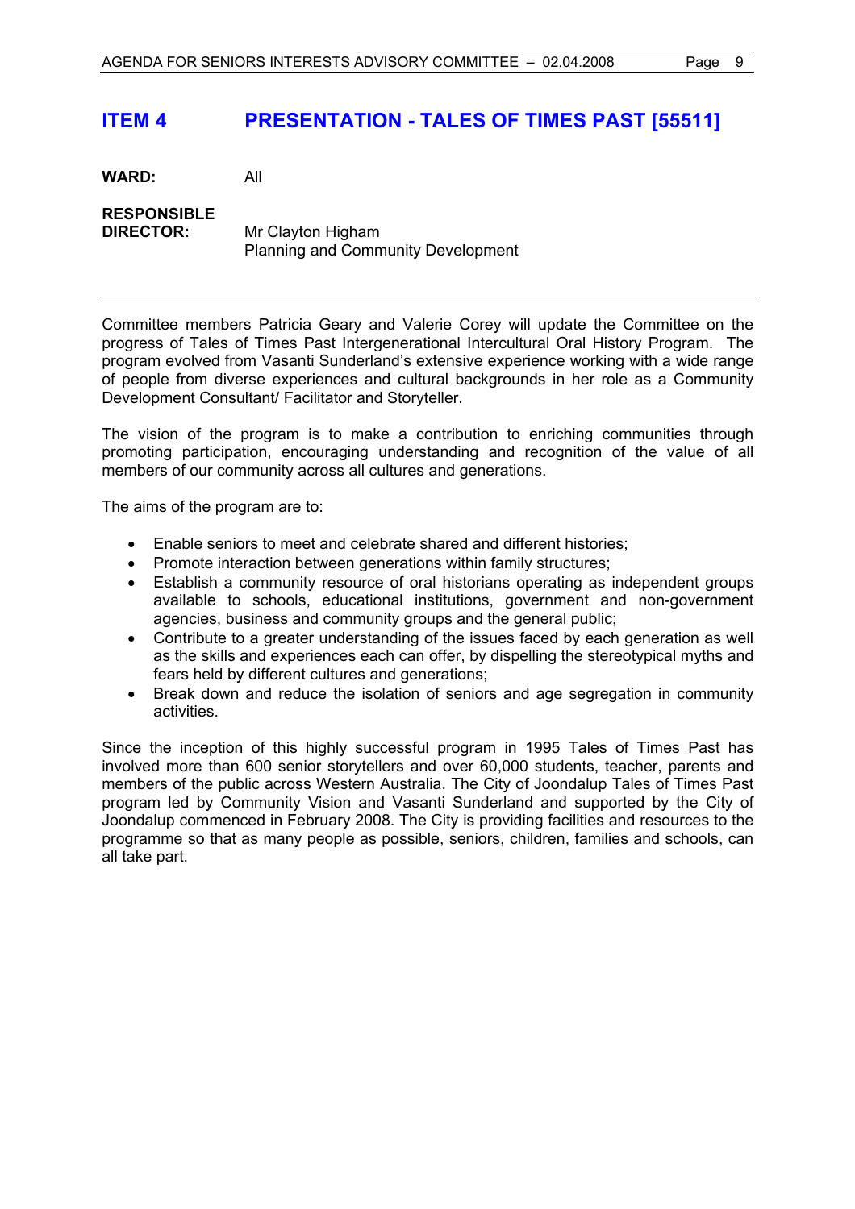# ITEM 4 PRESENTATION - TALES OF TIMES PAST [55511]

**WARD:** All

**RESPONSIBLE DIRECTOR:** Mr Clayton Higham
Planning and Community Development

---

Committee members Patricia Geary and Valerie Corey will update the Committee on the progress of Tales of Times Past Intergenerational Intercultural Oral History Program. The program evolved from Vasanti Sunderland's extensive experience working with a wide range of people from diverse experiences and cultural backgrounds in her role as a Community Development Consultant/ Facilitator and Storyteller.

The vision of the program is to make a contribution to enriching communities through promoting participation, encouraging understanding and recognition of the value of all members of our community across all cultures and generations.

The aims of the program are to:

- Enable seniors to meet and celebrate shared and different histories;
- Promote interaction between generations within family structures;
- Establish a community resource of oral historians operating as independent groups available to schools, educational institutions, government and non-government agencies, business and community groups and the general public;
- Contribute to a greater understanding of the issues faced by each generation as well as the skills and experiences each can offer, by dispelling the stereotypical myths and fears held by different cultures and generations;
- Break down and reduce the isolation of seniors and age segregation in community activities.

Since the inception of this highly successful program in 1995 Tales of Times Past has involved more than 600 senior storytellers and over 60,000 students, teacher, parents and members of the public across Western Australia. The City of Joondalup Tales of Times Past program led by Community Vision and Vasanti Sunderland and supported by the City of Joondalup commenced in February 2008. The City is providing facilities and resources to the programme so that as many people as possible, seniors, children, families and schools, can all take part.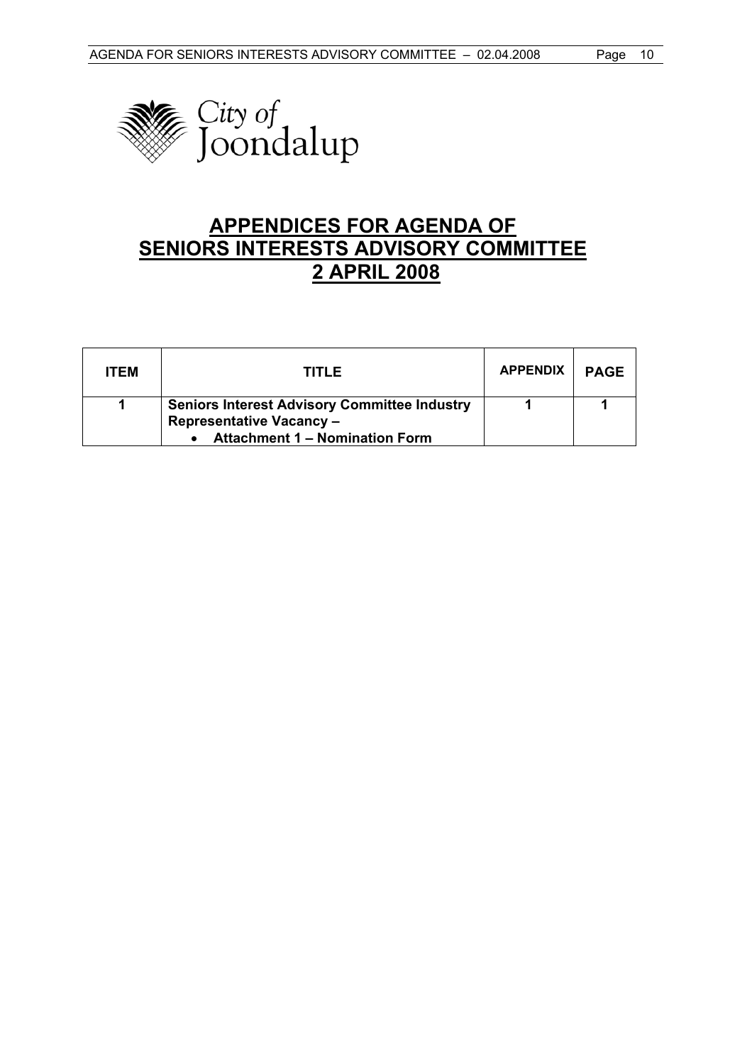City of Joondalup

# APPENDICES FOR AGENDA OF SENIORS INTERESTS ADVISORY COMMITTEE 2 APRIL 2008

| ITEM | TITLE | APPENDIX | PAGE |
|---|---|---|---|
| 1 | **Seniors Interest Advisory Committee Industry Representative Vacancy –** <br>• **Attachment 1 – Nomination Form** | 1 | 1 |